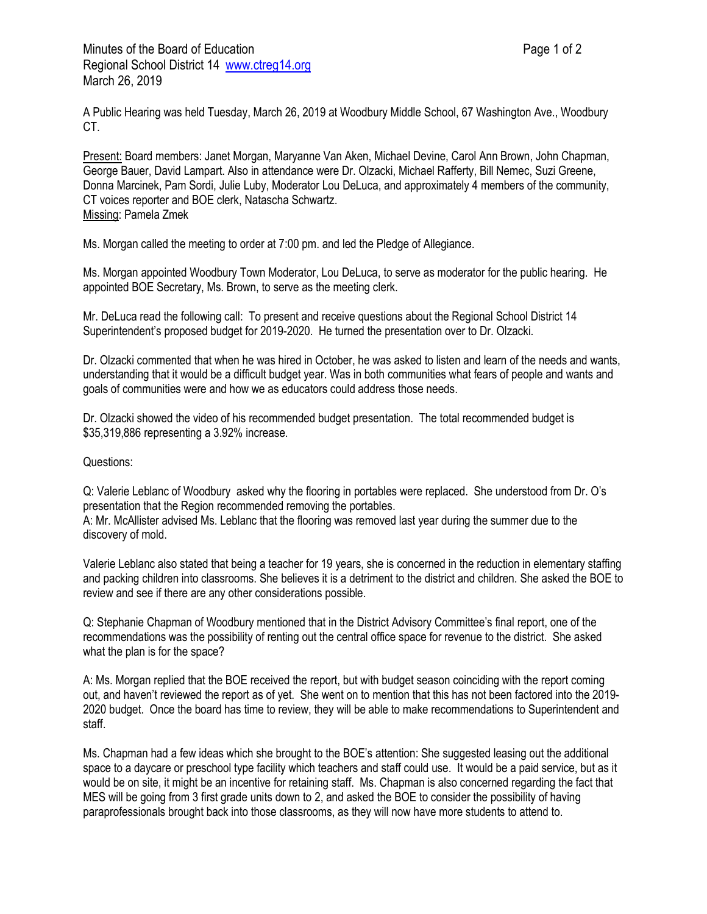Minutes of the Board of Education
Regional School District 14 [www.ctreg14.org](http://www.ctreg14.org)
March 26, 2019

A Public Hearing was held Tuesday, March 26, 2019 at Woodbury Middle School, 67 Washington Ave., Woodbury CT.

Present: Board members: Janet Morgan, Maryanne Van Aken, Michael Devine, Carol Ann Brown, John Chapman, George Bauer, David Lampart. Also in attendance were Dr. Olzacki, Michael Rafferty, Bill Nemec, Suzi Greene, Donna Marcinek, Pam Sordi, Julie Luby, Moderator Lou DeLuca, and approximately 4 members of the community, CT voices reporter and BOE clerk, Natascha Schwartz.
Missing: Pamela Zmek

Ms. Morgan called the meeting to order at 7:00 pm. and led the Pledge of Allegiance.

Ms. Morgan appointed Woodbury Town Moderator, Lou DeLuca, to serve as moderator for the public hearing. He appointed BOE Secretary, Ms. Brown, to serve as the meeting clerk.

Mr. DeLuca read the following call: To present and receive questions about the Regional School District 14 Superintendent's proposed budget for 2019-2020. He turned the presentation over to Dr. Olzacki.

Dr. Olzacki commented that when he was hired in October, he was asked to listen and learn of the needs and wants, understanding that it would be a difficult budget year. Was in both communities what fears of people and wants and goals of communities were and how we as educators could address those needs.

Dr. Olzacki showed the video of his recommended budget presentation. The total recommended budget is $35,319,886 representing a 3.92% increase.

Questions:

Q: Valerie Leblanc of Woodbury asked why the flooring in portables were replaced. She understood from Dr. O's presentation that the Region recommended removing the portables.
A: Mr. McAllister advised Ms. Leblanc that the flooring was removed last year during the summer due to the discovery of mold.

Valerie Leblanc also stated that being a teacher for 19 years, she is concerned in the reduction in elementary staffing and packing children into classrooms. She believes it is a detriment to the district and children. She asked the BOE to review and see if there are any other considerations possible.

Q: Stephanie Chapman of Woodbury mentioned that in the District Advisory Committee's final report, one of the recommendations was the possibility of renting out the central office space for revenue to the district. She asked what the plan is for the space?

A: Ms. Morgan replied that the BOE received the report, but with budget season coinciding with the report coming out, and haven't reviewed the report as of yet. She went on to mention that this has not been factored into the 2019-2020 budget. Once the board has time to review, they will be able to make recommendations to Superintendent and staff.

Ms. Chapman had a few ideas which she brought to the BOE's attention: She suggested leasing out the additional space to a daycare or preschool type facility which teachers and staff could use. It would be a paid service, but as it would be on site, it might be an incentive for retaining staff. Ms. Chapman is also concerned regarding the fact that MES will be going from 3 first grade units down to 2, and asked the BOE to consider the possibility of having paraprofessionals brought back into those classrooms, as they will now have more students to attend to.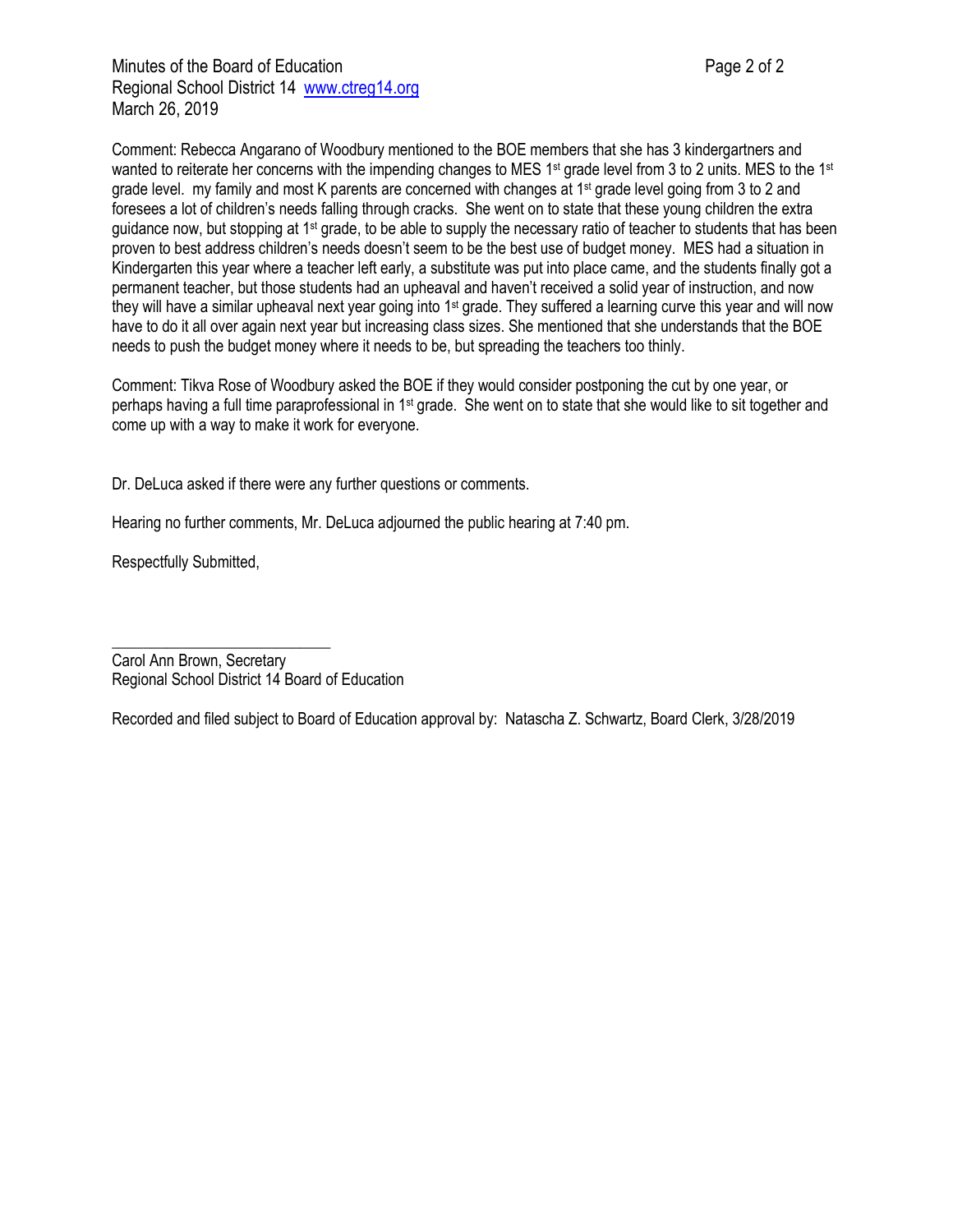Comment: Rebecca Angarano of Woodbury mentioned to the BOE members that she has 3 kindergartners and wanted to reiterate her concerns with the impending changes to MES 1st grade level from 3 to 2 units. MES to the 1st grade level. my family and most K parents are concerned with changes at 1st grade level going from 3 to 2 and foresees a lot of children's needs falling through cracks. She went on to state that these young children the extra guidance now, but stopping at 1st grade, to be able to supply the necessary ratio of teacher to students that has been proven to best address children's needs doesn't seem to be the best use of budget money. MES had a situation in Kindergarten this year where a teacher left early, a substitute was put into place came, and the students finally got a permanent teacher, but those students had an upheaval and haven't received a solid year of instruction, and now they will have a similar upheaval next year going into 1st grade. They suffered a learning curve this year and will now have to do it all over again next year but increasing class sizes. She mentioned that she understands that the BOE needs to push the budget money where it needs to be, but spreading the teachers too thinly.

Comment: Tikva Rose of Woodbury asked the BOE if they would consider postponing the cut by one year, or perhaps having a full time paraprofessional in 1st grade. She went on to state that she would like to sit together and come up with a way to make it work for everyone.

Dr. DeLuca asked if there were any further questions or comments.

Hearing no further comments, Mr. DeLuca adjourned the public hearing at 7:40 pm.

Respectfully Submitted,

\_\_\_\_\_\_\_\_\_\_\_\_\_\_\_\_\_\_\_\_\_\_\_\_\_\_\_\_

Carol Ann Brown, Secretary
Regional School District 14 Board of Education

Recorded and filed subject to Board of Education approval by: Natascha Z. Schwartz, Board Clerk, 3/28/2019